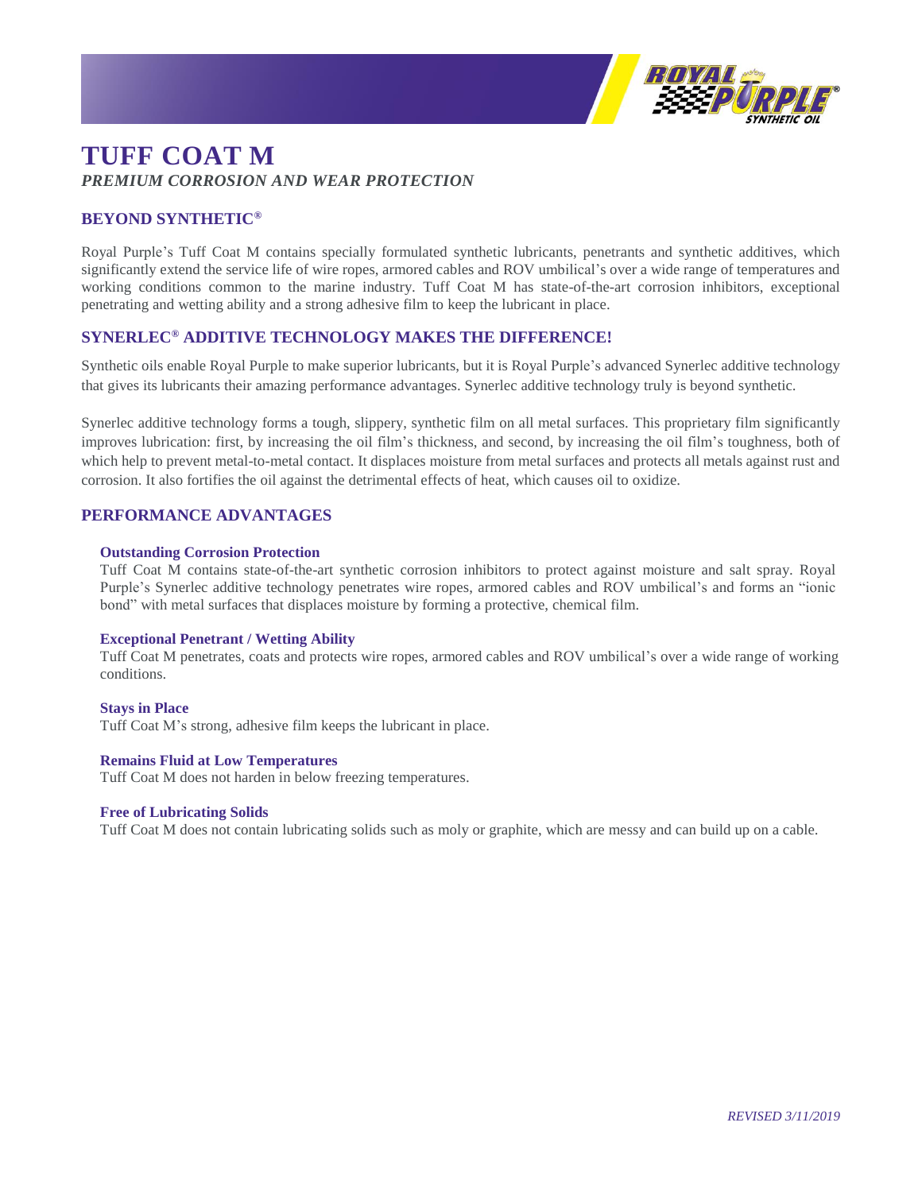# TUFF COAT M

*PREMIUM CORROSION AND WEAR PROTECTION*

## BEYOND SYNTHETIC®

Royal Purple's Tuff Coat M contains specially formulated synthetic lubricants, penetrants and synthetic additives, which significantly extend the service life of wire ropes, armored cables and ROV umbilical's over a wide range of temperatures and working conditions common to the marine industry. Tuff Coat M has state-of-the-art corrosion inhibitors, exceptional penetrating and wetting ability and a strong adhesive film to keep the lubricant in place.

## SYNERLEC® ADDITIVE TECHNOLOGY MAKES THE DIFFERENCE!

Synthetic oils enable Royal Purple to make superior lubricants, but it is Royal Purple's advanced Synerlec additive technology that gives its lubricants their amazing performance advantages. Synerlec additive technology truly is beyond synthetic.

Synerlec additive technology forms a tough, slippery, synthetic film on all metal surfaces. This proprietary film significantly improves lubrication: first, by increasing the oil film's thickness, and second, by increasing the oil film's toughness, both of which help to prevent metal-to-metal contact. It displaces moisture from metal surfaces and protects all metals against rust and corrosion. It also fortifies the oil against the detrimental effects of heat, which causes oil to oxidize.

## PERFORMANCE ADVANTAGES

### Outstanding Corrosion Protection

Tuff Coat M contains state-of-the-art synthetic corrosion inhibitors to protect against moisture and salt spray. Royal Purple's Synerlec additive technology penetrates wire ropes, armored cables and ROV umbilical's and forms an "ionic bond" with metal surfaces that displaces moisture by forming a protective, chemical film.

### Exceptional Penetrant / Wetting Ability

Tuff Coat M penetrates, coats and protects wire ropes, armored cables and ROV umbilical's over a wide range of working conditions.

### Stays in Place

Tuff Coat M's strong, adhesive film keeps the lubricant in place.

### Remains Fluid at Low Temperatures

Tuff Coat M does not harden in below freezing temperatures.

### Free of Lubricating Solids

Tuff Coat M does not contain lubricating solids such as moly or graphite, which are messy and can build up on a cable.

*REVISED 3/11/2019*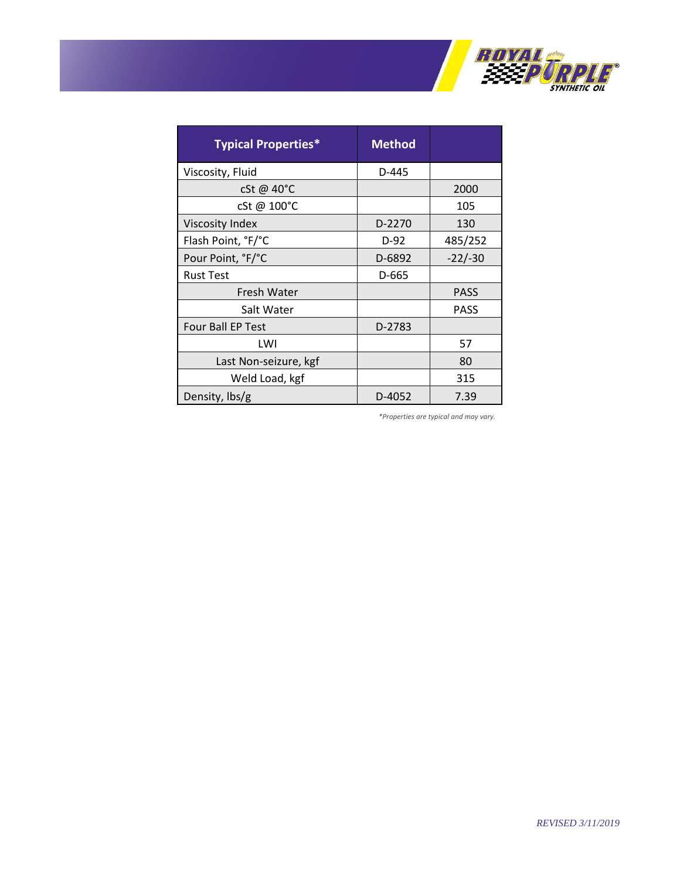| Typical Properties* | Method | |
|---|---|---|
| Viscosity, Fluid | D-445 | |
| cSt @ 40°C | | 2000 |
| cSt @ 100°C | | 105 |
| Viscosity Index | D-2270 | 130 |
| Flash Point, °F/°C | D-92 | 485/252 |
| Pour Point, °F/°C | D-6892 | -22/-30 |
| Rust Test | D-665 | |
| Fresh Water | | PASS |
| Salt Water | | PASS |
| Four Ball EP Test | D-2783 | |
| LWI | | 57 |
| Last Non-seizure, kgf | | 80 |
| Weld Load, kgf | | 315 |
| Density, lbs/g | D-4052 | 7.39 |

*\*Properties are typical and may vary.*

*REVISED 3/11/2019*